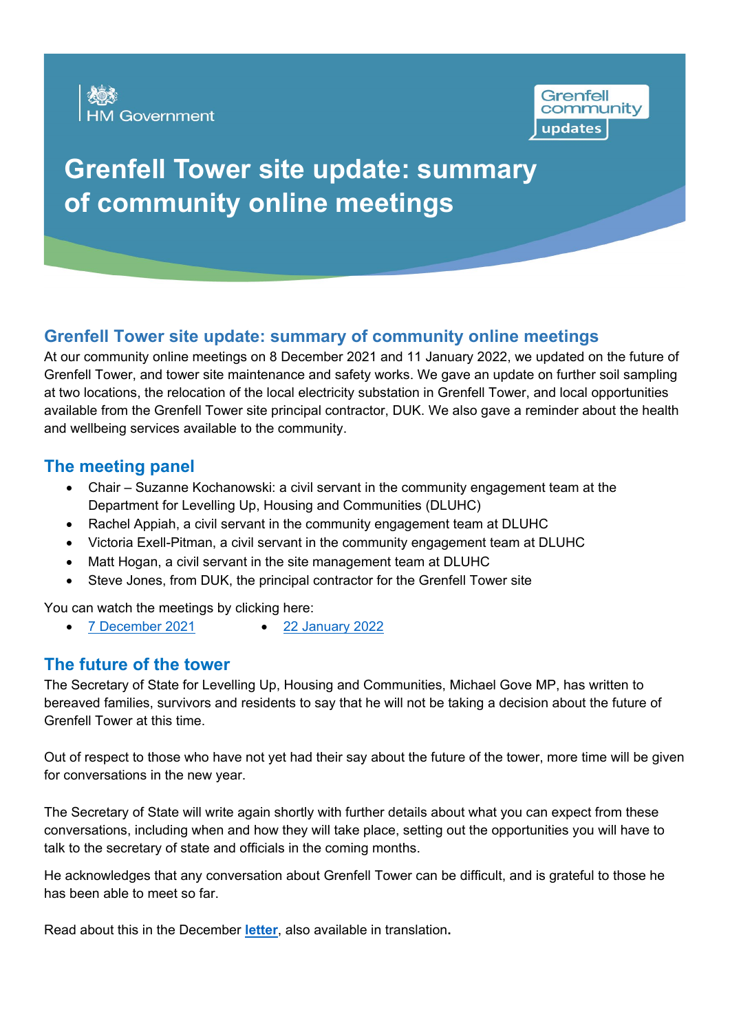HM Government

Grenfell community updates

# Grenfell Tower site update: summary of community online meetings

## Grenfell Tower site update: summary of community online meetings

At our community online meetings on 8 December 2021 and 11 January 2022, we updated on the future of Grenfell Tower, and tower site maintenance and safety works. We gave an update on further soil sampling at two locations, the relocation of the local electricity substation in Grenfell Tower, and local opportunities available from the Grenfell Tower site principal contractor, DUK. We also gave a reminder about the health and wellbeing services available to the community.

## The meeting panel

- Chair – Suzanne Kochanowski: a civil servant in the community engagement team at the Department for Levelling Up, Housing and Communities (DLUHC)
- Rachel Appiah, a civil servant in the community engagement team at DLUHC
- Victoria Exell-Pitman, a civil servant in the community engagement team at DLUHC
- Matt Hogan, a civil servant in the site management team at DLUHC
- Steve Jones, from DUK, the principal contractor for the Grenfell Tower site

You can watch the meetings by clicking here:

- 7 December 2021
- 22 January 2022

## The future of the tower

The Secretary of State for Levelling Up, Housing and Communities, Michael Gove MP, has written to bereaved families, survivors and residents to say that he will not be taking a decision about the future of Grenfell Tower at this time.

Out of respect to those who have not yet had their say about the future of the tower, more time will be given for conversations in the new year.

The Secretary of State will write again shortly with further details about what you can expect from these conversations, including when and how they will take place, setting out the opportunities you will have to talk to the secretary of state and officials in the coming months.

He acknowledges that any conversation about Grenfell Tower can be difficult, and is grateful to those he has been able to meet so far.

Read about this in the December **letter**, also available in translation**.**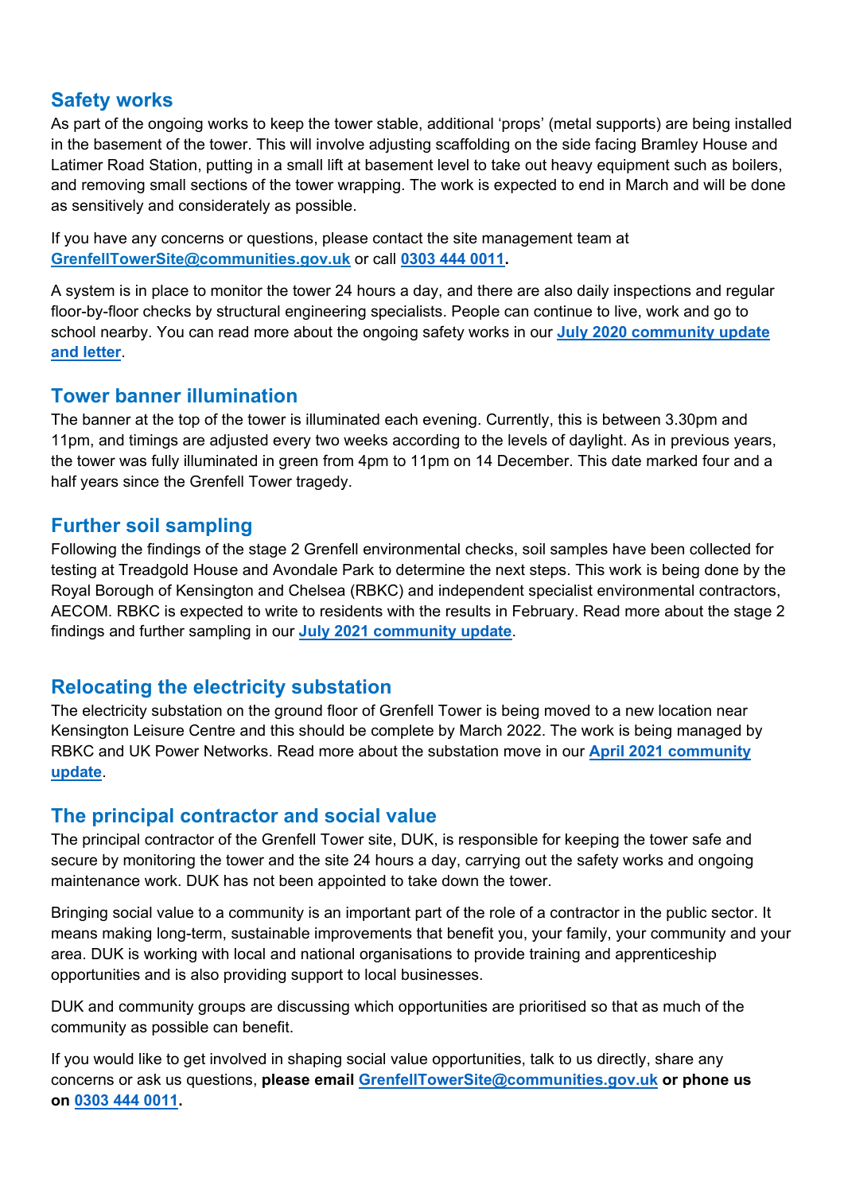## Safety works

As part of the ongoing works to keep the tower stable, additional 'props' (metal supports) are being installed in the basement of the tower. This will involve adjusting scaffolding on the side facing Bramley House and Latimer Road Station, putting in a small lift at basement level to take out heavy equipment such as boilers, and removing small sections of the tower wrapping. The work is expected to end in March and will be done as sensitively and considerately as possible.

If you have any concerns or questions, please contact the site management team at **GrenfellTowerSite@communities.gov.uk** or call **0303 444 0011.**

A system is in place to monitor the tower 24 hours a day, and there are also daily inspections and regular floor-by-floor checks by structural engineering specialists. People can continue to live, work and go to school nearby. You can read more about the ongoing safety works in our **July 2020 community update and letter**.

## Tower banner illumination

The banner at the top of the tower is illuminated each evening. Currently, this is between 3.30pm and 11pm, and timings are adjusted every two weeks according to the levels of daylight. As in previous years, the tower was fully illuminated in green from 4pm to 11pm on 14 December. This date marked four and a half years since the Grenfell Tower tragedy.

## Further soil sampling

Following the findings of the stage 2 Grenfell environmental checks, soil samples have been collected for testing at Treadgold House and Avondale Park to determine the next steps. This work is being done by the Royal Borough of Kensington and Chelsea (RBKC) and independent specialist environmental contractors, AECOM. RBKC is expected to write to residents with the results in February. Read more about the stage 2 findings and further sampling in our **July 2021 community update**.

## Relocating the electricity substation

The electricity substation on the ground floor of Grenfell Tower is being moved to a new location near Kensington Leisure Centre and this should be complete by March 2022. The work is being managed by RBKC and UK Power Networks. Read more about the substation move in our **April 2021 community update**.

## The principal contractor and social value

The principal contractor of the Grenfell Tower site, DUK, is responsible for keeping the tower safe and secure by monitoring the tower and the site 24 hours a day, carrying out the safety works and ongoing maintenance work. DUK has not been appointed to take down the tower.

Bringing social value to a community is an important part of the role of a contractor in the public sector. It means making long-term, sustainable improvements that benefit you, your family, your community and your area. DUK is working with local and national organisations to provide training and apprenticeship opportunities and is also providing support to local businesses.

DUK and community groups are discussing which opportunities are prioritised so that as much of the community as possible can benefit.

If you would like to get involved in shaping social value opportunities, talk to us directly, share any concerns or ask us questions, **please email GrenfellTowerSite@communities.gov.uk or phone us on 0303 444 0011.**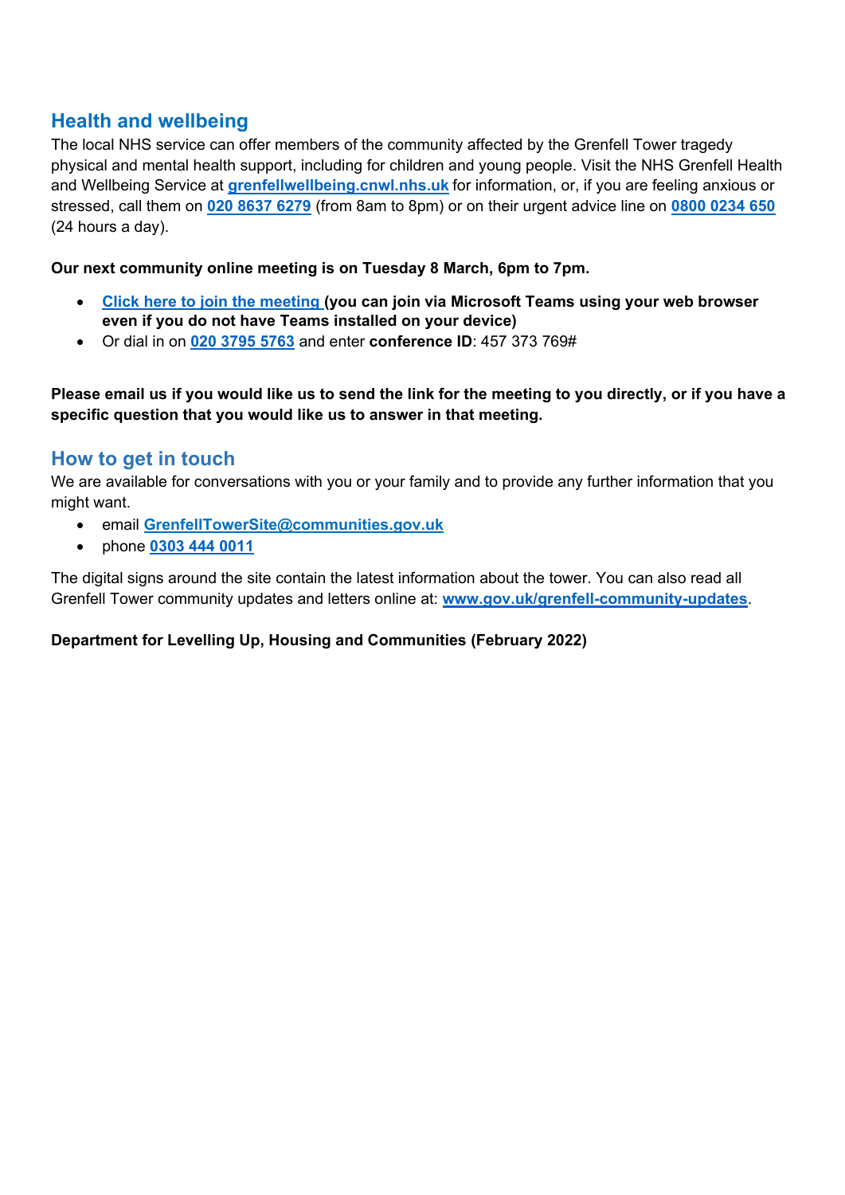## Health and wellbeing

The local NHS service can offer members of the community affected by the Grenfell Tower tragedy physical and mental health support, including for children and young people. Visit the NHS Grenfell Health and Wellbeing Service at **grenfellwellbeing.cnwl.nhs.uk** for information, or, if you are feeling anxious or stressed, call them on **020 8637 6279** (from 8am to 8pm) or on their urgent advice line on **0800 0234 650** (24 hours a day).

**Our next community online meeting is on Tuesday 8 March, 6pm to 7pm.**

- **Click here to join the meeting (you can join via Microsoft Teams using your web browser even if you do not have Teams installed on your device)**
- Or dial in on **020 3795 5763** and enter **conference ID**: 457 373 769#

**Please email us if you would like us to send the link for the meeting to you directly, or if you have a specific question that you would like us to answer in that meeting.**

## How to get in touch

We are available for conversations with you or your family and to provide any further information that you might want.

- email **GrenfellTowerSite@communities.gov.uk**
- phone **0303 444 0011**

The digital signs around the site contain the latest information about the tower. You can also read all Grenfell Tower community updates and letters online at: **www.gov.uk/grenfell-community-updates**.

**Department for Levelling Up, Housing and Communities (February 2022)**